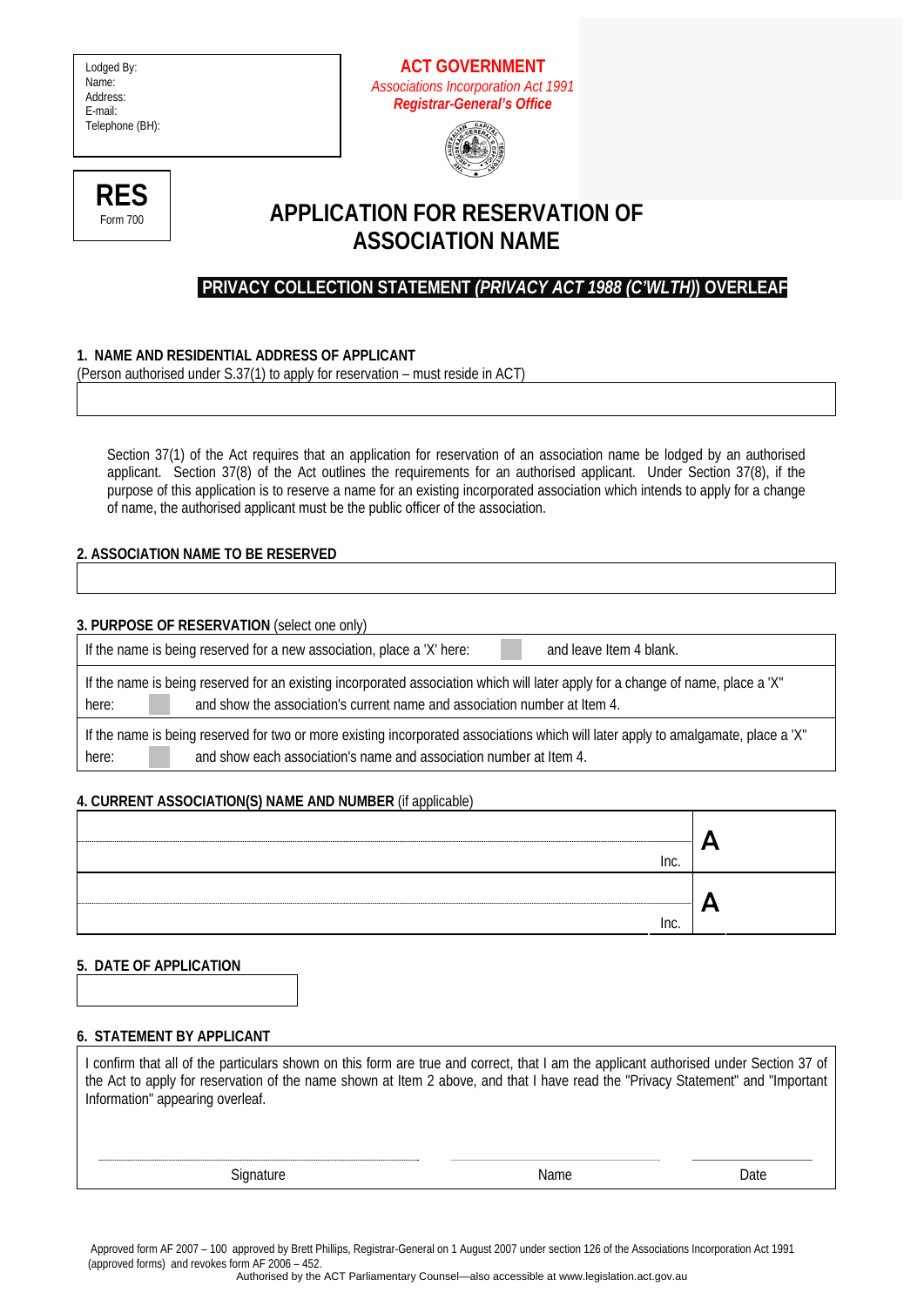Lodged By:
Name:
Address:
E-mail:
Telephone (BH):

**ACT GOVERNMENT**
*Associations Incorporation Act 1991*
***Registrar-General's Office***

**RES**
Form 700

# APPLICATION FOR RESERVATION OF ASSOCIATION NAME

**PRIVACY COLLECTION STATEMENT *(PRIVACY ACT 1988 (C'WLTH)*) OVERLEAF**

### 1. NAME AND RESIDENTIAL ADDRESS OF APPLICANT

(Person authorised under S.37(1) to apply for reservation – must reside in ACT)

Section 37(1) of the Act requires that an application for reservation of an association name be lodged by an authorised applicant. Section 37(8) of the Act outlines the requirements for an authorised applicant. Under Section 37(8), if the purpose of this application is to reserve a name for an existing incorporated association which intends to apply for a change of name, the authorised applicant must be the public officer of the association.

### 2. ASSOCIATION NAME TO BE RESERVED

### 3. PURPOSE OF RESERVATION (select one only)

If the name is being reserved for a new association, place a 'X' here: ☐ and leave Item 4 blank.

If the name is being reserved for an existing incorporated association which will later apply for a change of name, place a 'X' here: ☐ and show the association's current name and association number at Item 4.

If the name is being reserved for two or more existing incorporated associations which will later apply to amalgamate, place a 'X' here: ☐ and show each association's name and association number at Item 4.

### 4. CURRENT ASSOCIATION(S) NAME AND NUMBER (if applicable)

| Name | Number |
|---|---|
| Inc. | A |
| Inc. | A |

### 5. DATE OF APPLICATION

### 6. STATEMENT BY APPLICANT

I confirm that all of the particulars shown on this form are true and correct, that I am the applicant authorised under Section 37 of the Act to apply for reservation of the name shown at Item 2 above, and that I have read the "Privacy Statement" and "Important Information" appearing overleaf.

| Signature | Name | Date |
|---|---|---|
| | | |

Approved form AF 2007 – 100 approved by Brett Phillips, Registrar-General on 1 August 2007 under section 126 of the Associations Incorporation Act 1991 (approved forms) and revokes form AF 2006 – 452.

Authorised by the ACT Parliamentary Counsel—also accessible at www.legislation.act.gov.au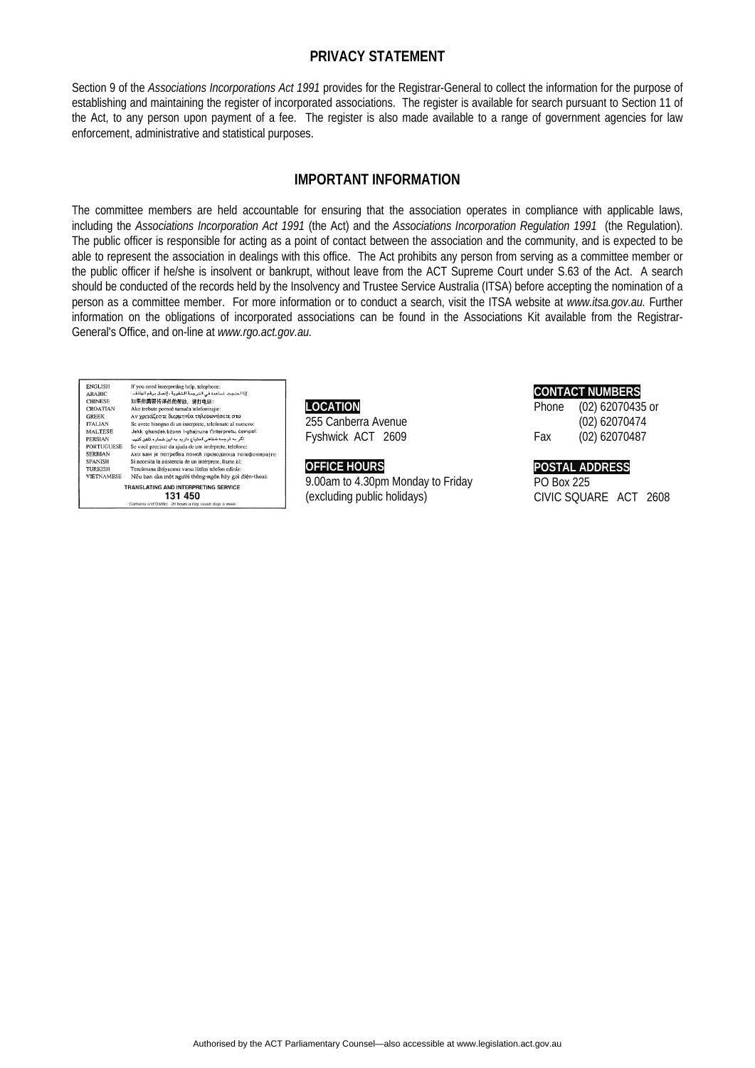## PRIVACY STATEMENT

Section 9 of the *Associations Incorporations Act 1991* provides for the Registrar-General to collect the information for the purpose of establishing and maintaining the register of incorporated associations. The register is available for search pursuant to Section 11 of the Act, to any person upon payment of a fee. The register is also made available to a range of government agencies for law enforcement, administrative and statistical purposes.

## IMPORTANT INFORMATION

The committee members are held accountable for ensuring that the association operates in compliance with applicable laws, including the *Associations Incorporation Act 1991* (the Act) and the *Associations Incorporation Regulation 1991* (the Regulation). The public officer is responsible for acting as a point of contact between the association and the community, and is expected to be able to represent the association in dealings with this office. The Act prohibits any person from serving as a committee member or the public officer if he/she is insolvent or bankrupt, without leave from the ACT Supreme Court under S.63 of the Act. A search should be conducted of the records held by the Insolvency and Trustee Service Australia (ITSA) before accepting the nomination of a person as a committee member. For more information or to conduct a search, visit the ITSA website at *www.itsa.gov.au.* Further information on the obligations of incorporated associations can be found in the Associations Kit available from the Registrar-General's Office, and on-line at *www.rgo.act.gov.au.*

| | |
|---|---|
| ENGLISH | If you need interpreting help, telephone: |
| ARABIC | إذا احتجت لمساعدة في الترجمة الشفوية ، إتصل برقم الهاتف : |
| CHINESE | 如果你需要传译员的帮助，请打电话： |
| CROATIAN | Ako trebate pomoć tumača telefonirajte: |
| GREEK | Αν χρειάζεστε διερμηνέα τηλεφωνήσετε στο |
| ITALIAN | Se avete bisogno di un interprete, telefonate al numero: |
| MALTESE | Jekk għandek bżonn l-għajnuna t'interpretu, ċempel: |
| PERSIAN | اگر به ترجمه شفاهی احتیاج دارید به این شماره تلفن کنید: |
| PORTUGUESE | Se você precisar da ajuda de um intérprete, telefone: |
| SERBIAN | Ако вам је потребна помоћ преводиоца телефонирајте: |
| SPANISH | Si necesita la asistencia de un intérprete, llame al: |
| TURKISH | Tercümana ihtiyacınız varsa lütfen telefon ediniz: |
| VIETNAMESE | Nếu bạn cần một người thông-ngôn hãy gọi điện-thoại: |

**TRANSLATING AND INTERPRETING SERVICE**

**131 450**

Canberra and District - 24 hours a day, seven days a week

**LOCATION**

255 Canberra Avenue
Fyshwick ACT 2609

**OFFICE HOURS**

9.00am to 4.30pm Monday to Friday
(excluding public holidays)

**CONTACT NUMBERS**

Phone (02) 62070435 or
(02) 62070474
Fax (02) 62070487

**POSTAL ADDRESS**

PO Box 225
CIVIC SQUARE ACT 2608